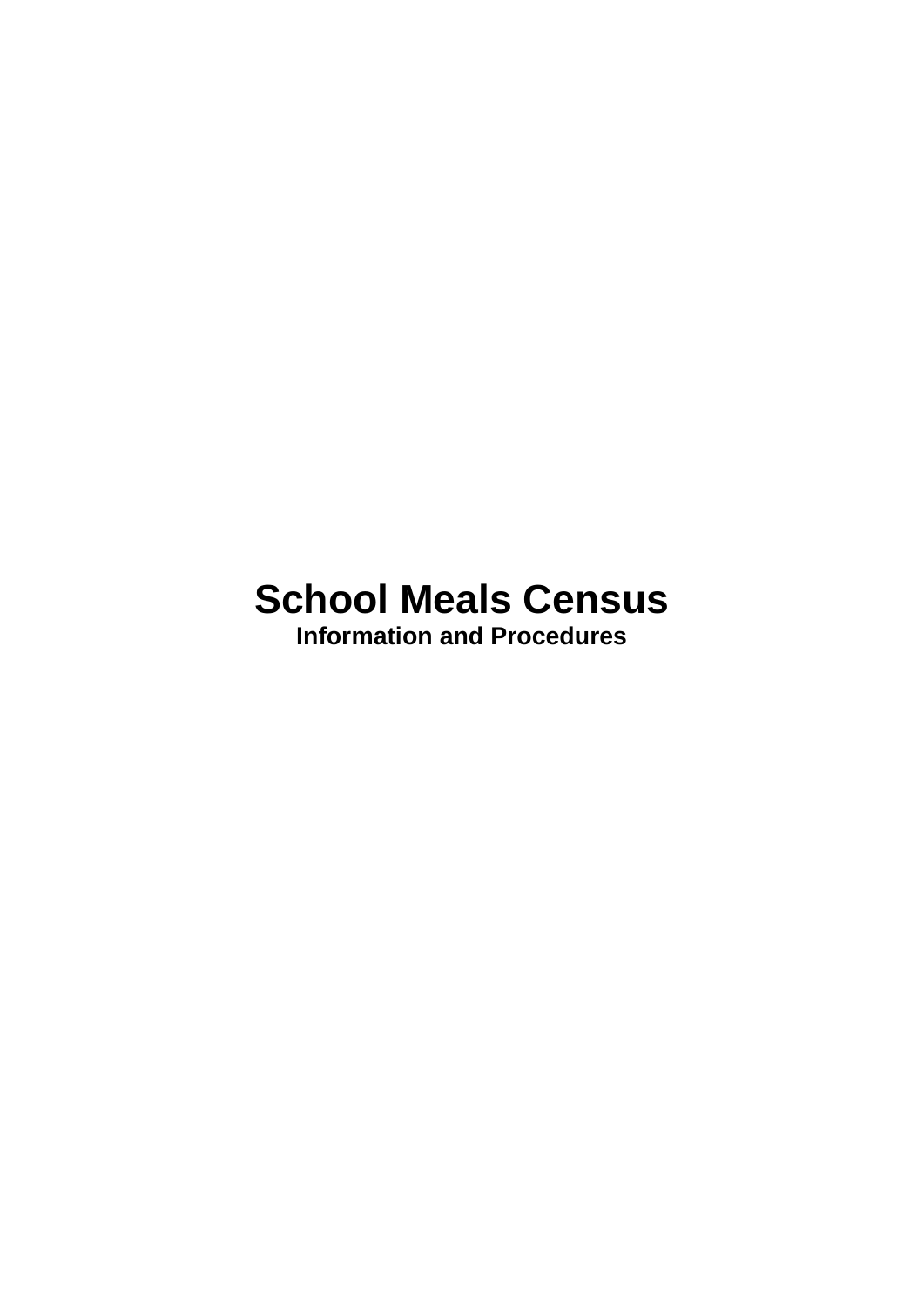# School Meals Census

**Information and Procedures**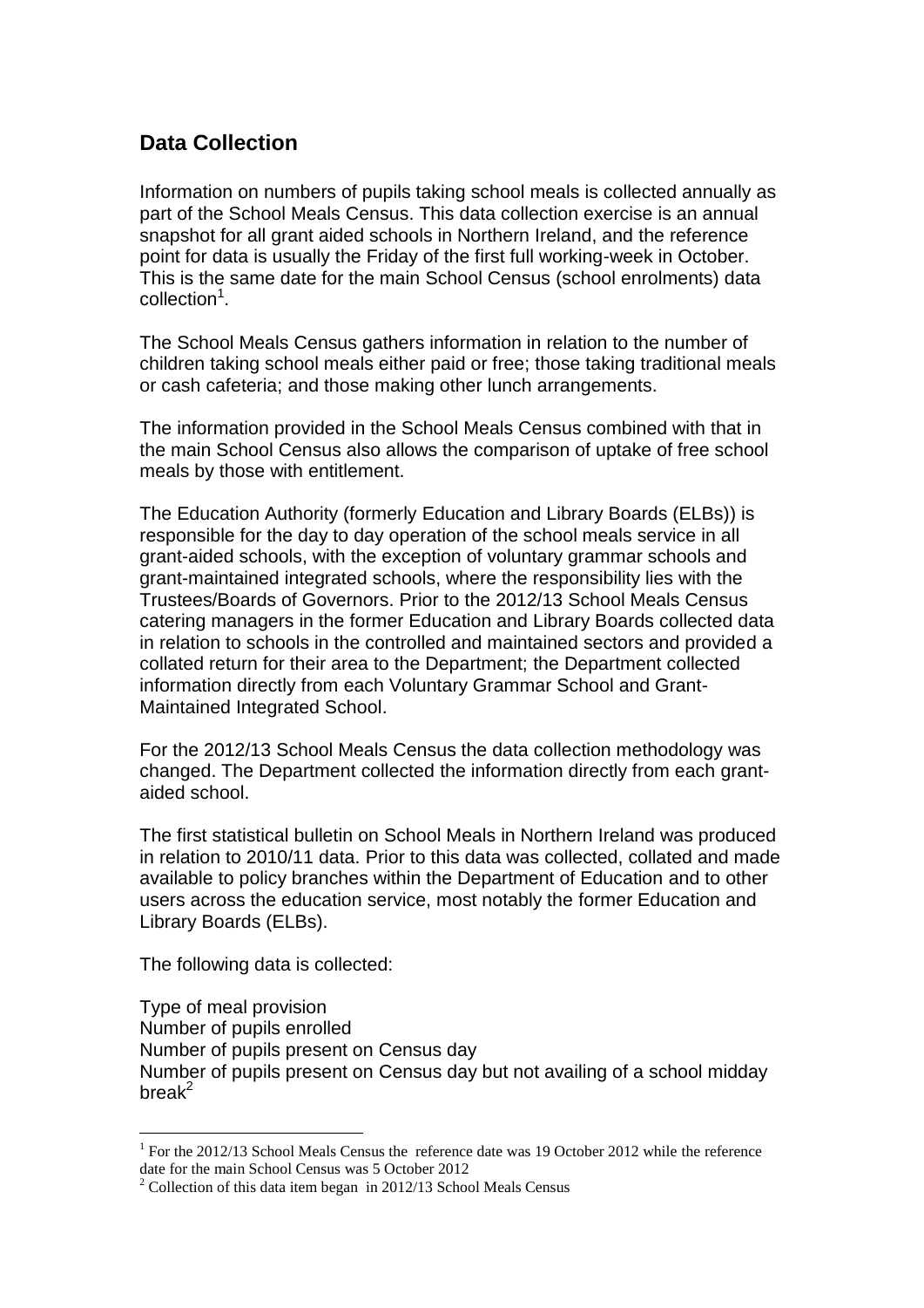## Data Collection

Information on numbers of pupils taking school meals is collected annually as part of the School Meals Census. This data collection exercise is an annual snapshot for all grant aided schools in Northern Ireland, and the reference point for data is usually the Friday of the first full working-week in October. This is the same date for the main School Census (school enrolments) data collection[1].

The School Meals Census gathers information in relation to the number of children taking school meals either paid or free; those taking traditional meals or cash cafeteria; and those making other lunch arrangements.

The information provided in the School Meals Census combined with that in the main School Census also allows the comparison of uptake of free school meals by those with entitlement.

The Education Authority (formerly Education and Library Boards (ELBs)) is responsible for the day to day operation of the school meals service in all grant-aided schools, with the exception of voluntary grammar schools and grant-maintained integrated schools, where the responsibility lies with the Trustees/Boards of Governors. Prior to the 2012/13 School Meals Census catering managers in the former Education and Library Boards collected data in relation to schools in the controlled and maintained sectors and provided a collated return for their area to the Department; the Department collected information directly from each Voluntary Grammar School and Grant-Maintained Integrated School.

For the 2012/13 School Meals Census the data collection methodology was changed. The Department collected the information directly from each grant-aided school.

The first statistical bulletin on School Meals in Northern Ireland was produced in relation to 2010/11 data. Prior to this data was collected, collated and made available to policy branches within the Department of Education and to other users across the education service, most notably the former Education and Library Boards (ELBs).

The following data is collected:

Type of meal provision
Number of pupils enrolled
Number of pupils present on Census day
Number of pupils present on Census day but not availing of a school midday break[2]

---

[1] For the 2012/13 School Meals Census the reference date was 19 October 2012 while the reference date for the main School Census was 5 October 2012

[2] Collection of this data item began in 2012/13 School Meals Census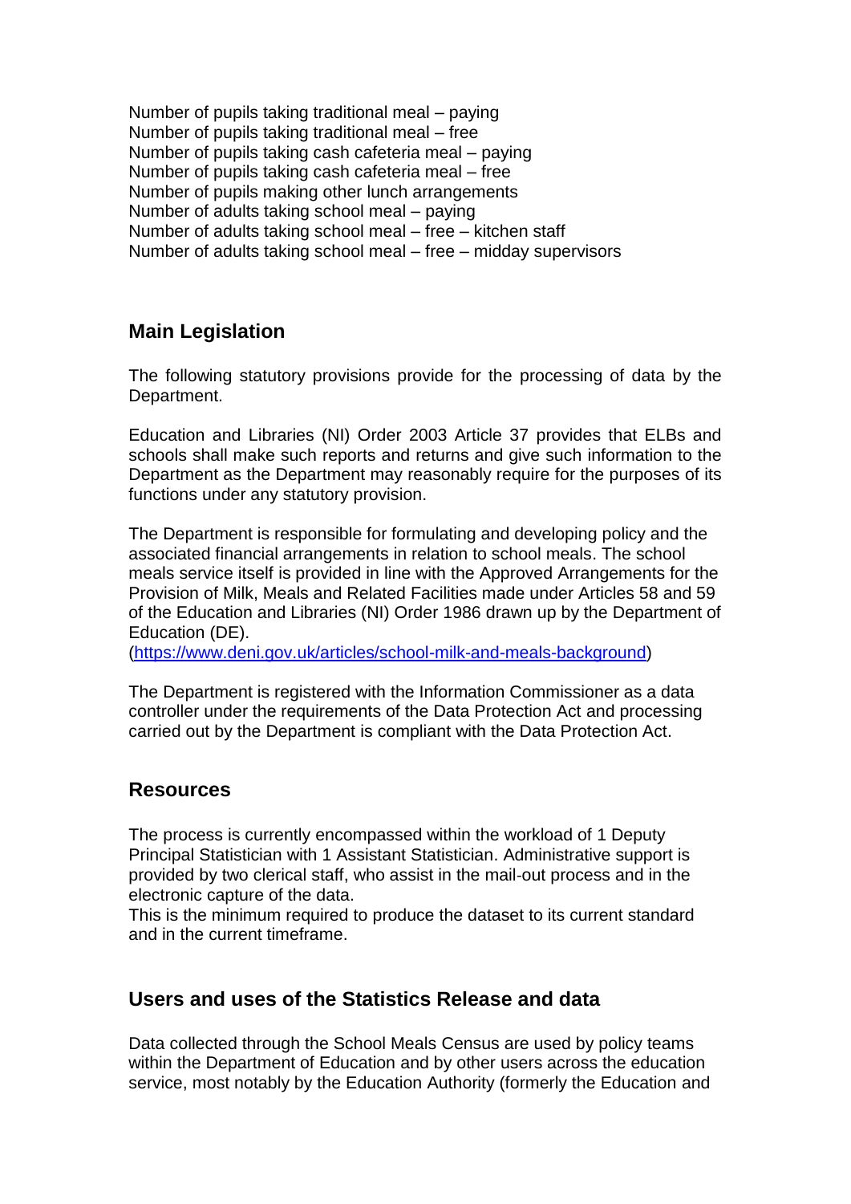Number of pupils taking traditional meal – paying
Number of pupils taking traditional meal – free
Number of pupils taking cash cafeteria meal – paying
Number of pupils taking cash cafeteria meal – free
Number of pupils making other lunch arrangements
Number of adults taking school meal – paying
Number of adults taking school meal – free – kitchen staff
Number of adults taking school meal – free – midday supervisors

## Main Legislation

The following statutory provisions provide for the processing of data by the Department.

Education and Libraries (NI) Order 2003 Article 37 provides that ELBs and schools shall make such reports and returns and give such information to the Department as the Department may reasonably require for the purposes of its functions under any statutory provision.

The Department is responsible for formulating and developing policy and the associated financial arrangements in relation to school meals. The school meals service itself is provided in line with the Approved Arrangements for the Provision of Milk, Meals and Related Facilities made under Articles 58 and 59 of the Education and Libraries (NI) Order 1986 drawn up by the Department of Education (DE).
(https://www.deni.gov.uk/articles/school-milk-and-meals-background)

The Department is registered with the Information Commissioner as a data controller under the requirements of the Data Protection Act and processing carried out by the Department is compliant with the Data Protection Act.

## Resources

The process is currently encompassed within the workload of 1 Deputy Principal Statistician with 1 Assistant Statistician. Administrative support is provided by two clerical staff, who assist in the mail-out process and in the electronic capture of the data.
This is the minimum required to produce the dataset to its current standard and in the current timeframe.

## Users and uses of the Statistics Release and data

Data collected through the School Meals Census are used by policy teams within the Department of Education and by other users across the education service, most notably by the Education Authority (formerly the Education and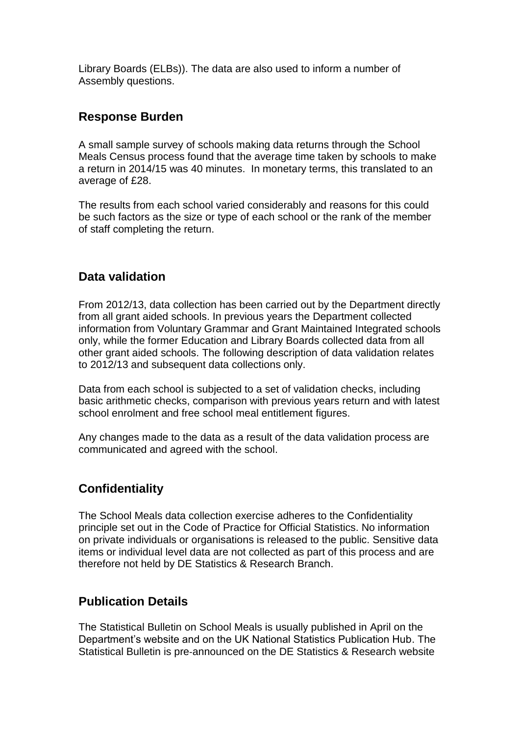Library Boards (ELBs)). The data are also used to inform a number of Assembly questions.

## Response Burden

A small sample survey of schools making data returns through the School Meals Census process found that the average time taken by schools to make a return in 2014/15 was 40 minutes. In monetary terms, this translated to an average of £28.

The results from each school varied considerably and reasons for this could be such factors as the size or type of each school or the rank of the member of staff completing the return.

## Data validation

From 2012/13, data collection has been carried out by the Department directly from all grant aided schools. In previous years the Department collected information from Voluntary Grammar and Grant Maintained Integrated schools only, while the former Education and Library Boards collected data from all other grant aided schools. The following description of data validation relates to 2012/13 and subsequent data collections only.

Data from each school is subjected to a set of validation checks, including basic arithmetic checks, comparison with previous years return and with latest school enrolment and free school meal entitlement figures.

Any changes made to the data as a result of the data validation process are communicated and agreed with the school.

## Confidentiality

The School Meals data collection exercise adheres to the Confidentiality principle set out in the Code of Practice for Official Statistics. No information on private individuals or organisations is released to the public. Sensitive data items or individual level data are not collected as part of this process and are therefore not held by DE Statistics & Research Branch.

## Publication Details

The Statistical Bulletin on School Meals is usually published in April on the Department's website and on the UK National Statistics Publication Hub. The Statistical Bulletin is pre-announced on the DE Statistics & Research website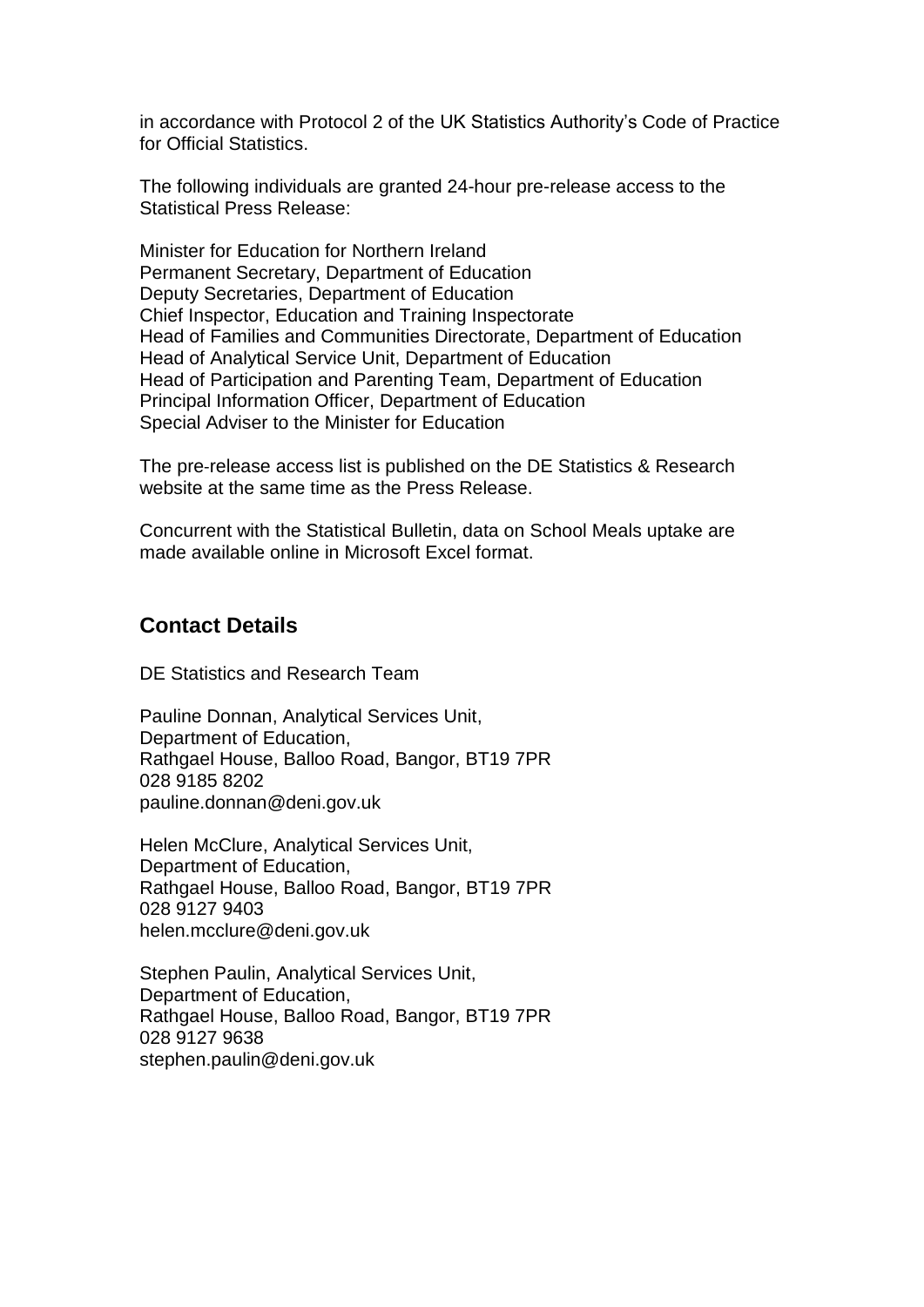in accordance with Protocol 2 of the UK Statistics Authority's Code of Practice for Official Statistics.

The following individuals are granted 24-hour pre-release access to the Statistical Press Release:

Minister for Education for Northern Ireland
Permanent Secretary, Department of Education
Deputy Secretaries, Department of Education
Chief Inspector, Education and Training Inspectorate
Head of Families and Communities Directorate, Department of Education
Head of Analytical Service Unit, Department of Education
Head of Participation and Parenting Team, Department of Education
Principal Information Officer, Department of Education
Special Adviser to the Minister for Education

The pre-release access list is published on the DE Statistics & Research website at the same time as the Press Release.

Concurrent with the Statistical Bulletin, data on School Meals uptake are made available online in Microsoft Excel format.

## Contact Details

DE Statistics and Research Team

Pauline Donnan, Analytical Services Unit,
Department of Education,
Rathgael House, Balloo Road, Bangor, BT19 7PR
028 9185 8202
pauline.donnan@deni.gov.uk

Helen McClure, Analytical Services Unit,
Department of Education,
Rathgael House, Balloo Road, Bangor, BT19 7PR
028 9127 9403
helen.mcclure@deni.gov.uk

Stephen Paulin, Analytical Services Unit,
Department of Education,
Rathgael House, Balloo Road, Bangor, BT19 7PR
028 9127 9638
stephen.paulin@deni.gov.uk